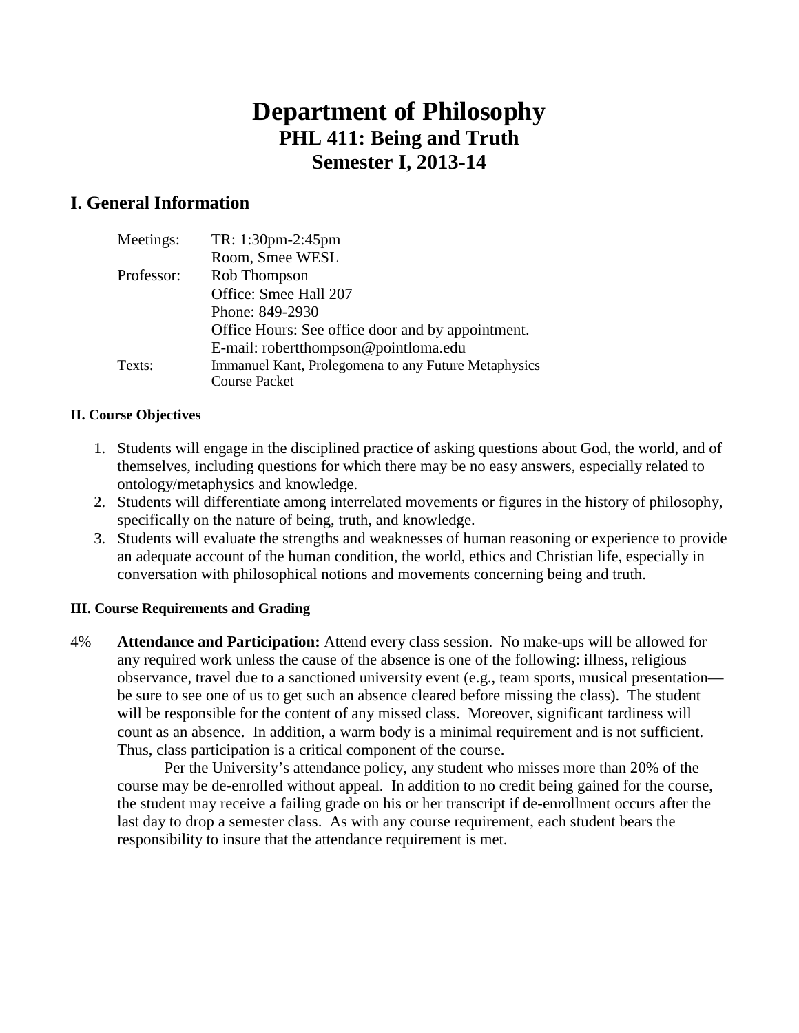# Department of Philosophy
## PHL 411: Being and Truth
## Semester I, 2013-14

## I. General Information

| | |
|---|---|
| Meetings: | TR: 1:30pm-2:45pm<br>Room, Smee WESL |
| Professor: | Rob Thompson<br>Office: Smee Hall 207<br>Phone: 849-2930<br>Office Hours: See office door and by appointment.<br>E-mail: robertthompson@pointloma.edu |
| Texts: | Immanuel Kant, Prolegomena to any Future Metaphysics<br>Course Packet |

#### II. Course Objectives

1. Students will engage in the disciplined practice of asking questions about God, the world, and of themselves, including questions for which there may be no easy answers, especially related to ontology/metaphysics and knowledge.
2. Students will differentiate among interrelated movements or figures in the history of philosophy, specifically on the nature of being, truth, and knowledge.
3. Students will evaluate the strengths and weaknesses of human reasoning or experience to provide an adequate account of the human condition, the world, ethics and Christian life, especially in conversation with philosophical notions and movements concerning being and truth.

#### III. Course Requirements and Grading

4% **Attendance and Participation:** Attend every class session. No make-ups will be allowed for any required work unless the cause of the absence is one of the following: illness, religious observance, travel due to a sanctioned university event (e.g., team sports, musical presentation—be sure to see one of us to get such an absence cleared before missing the class). The student will be responsible for the content of any missed class. Moreover, significant tardiness will count as an absence. In addition, a warm body is a minimal requirement and is not sufficient. Thus, class participation is a critical component of the course.

Per the University's attendance policy, any student who misses more than 20% of the course may be de-enrolled without appeal. In addition to no credit being gained for the course, the student may receive a failing grade on his or her transcript if de-enrollment occurs after the last day to drop a semester class. As with any course requirement, each student bears the responsibility to insure that the attendance requirement is met.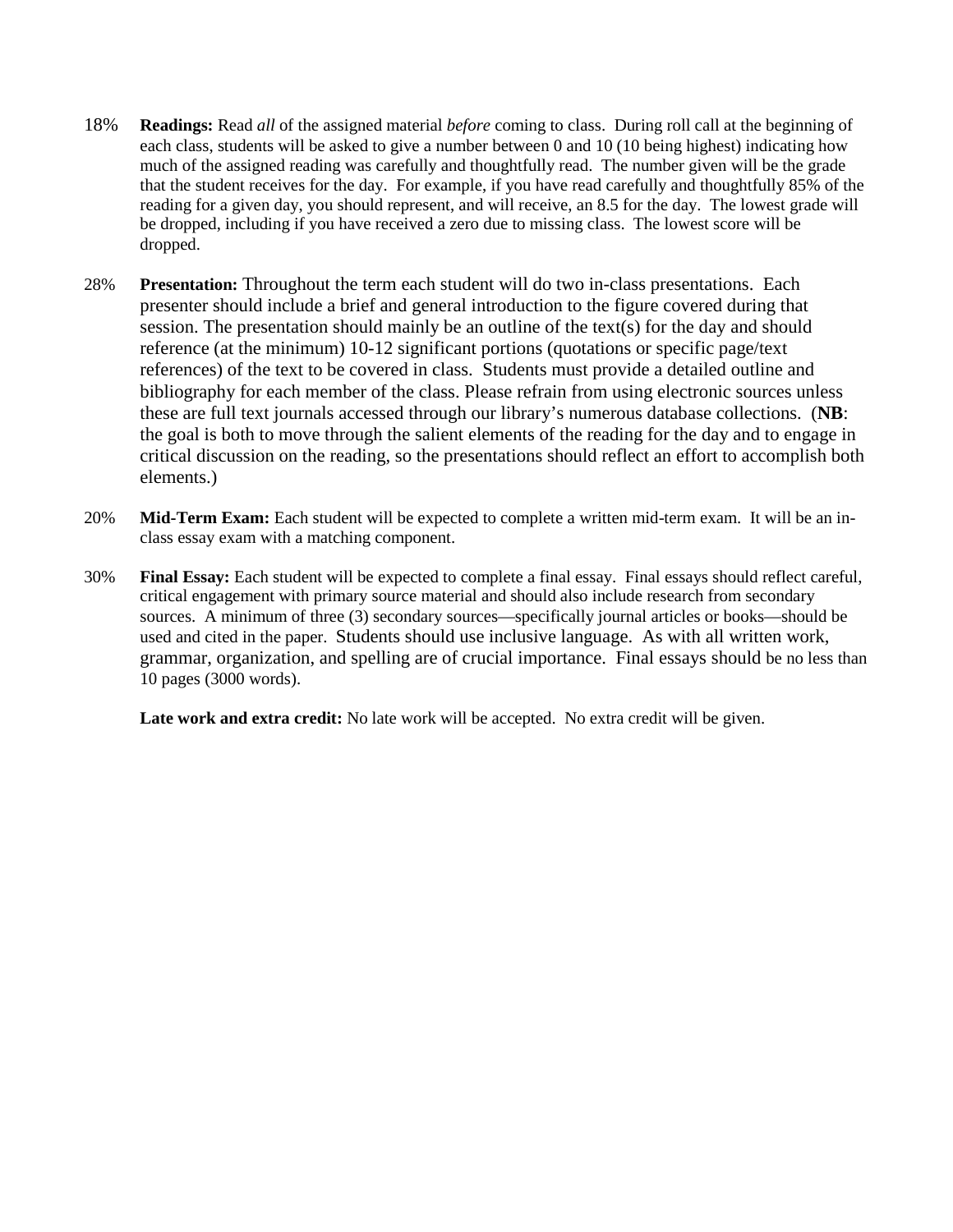18% **Readings:** Read *all* of the assigned material *before* coming to class. During roll call at the beginning of each class, students will be asked to give a number between 0 and 10 (10 being highest) indicating how much of the assigned reading was carefully and thoughtfully read. The number given will be the grade that the student receives for the day. For example, if you have read carefully and thoughtfully 85% of the reading for a given day, you should represent, and will receive, an 8.5 for the day. The lowest grade will be dropped, including if you have received a zero due to missing class. The lowest score will be dropped.

28% **Presentation:** Throughout the term each student will do two in-class presentations. Each presenter should include a brief and general introduction to the figure covered during that session. The presentation should mainly be an outline of the text(s) for the day and should reference (at the minimum) 10-12 significant portions (quotations or specific page/text references) of the text to be covered in class. Students must provide a detailed outline and bibliography for each member of the class. Please refrain from using electronic sources unless these are full text journals accessed through our library's numerous database collections. (**NB**: the goal is both to move through the salient elements of the reading for the day and to engage in critical discussion on the reading, so the presentations should reflect an effort to accomplish both elements.)

20% **Mid-Term Exam:** Each student will be expected to complete a written mid-term exam. It will be an in-class essay exam with a matching component.

30% **Final Essay:** Each student will be expected to complete a final essay. Final essays should reflect careful, critical engagement with primary source material and should also include research from secondary sources. A minimum of three (3) secondary sources—specifically journal articles or books—should be used and cited in the paper. Students should use inclusive language. As with all written work, grammar, organization, and spelling are of crucial importance. Final essays should be no less than 10 pages (3000 words).

**Late work and extra credit:** No late work will be accepted. No extra credit will be given.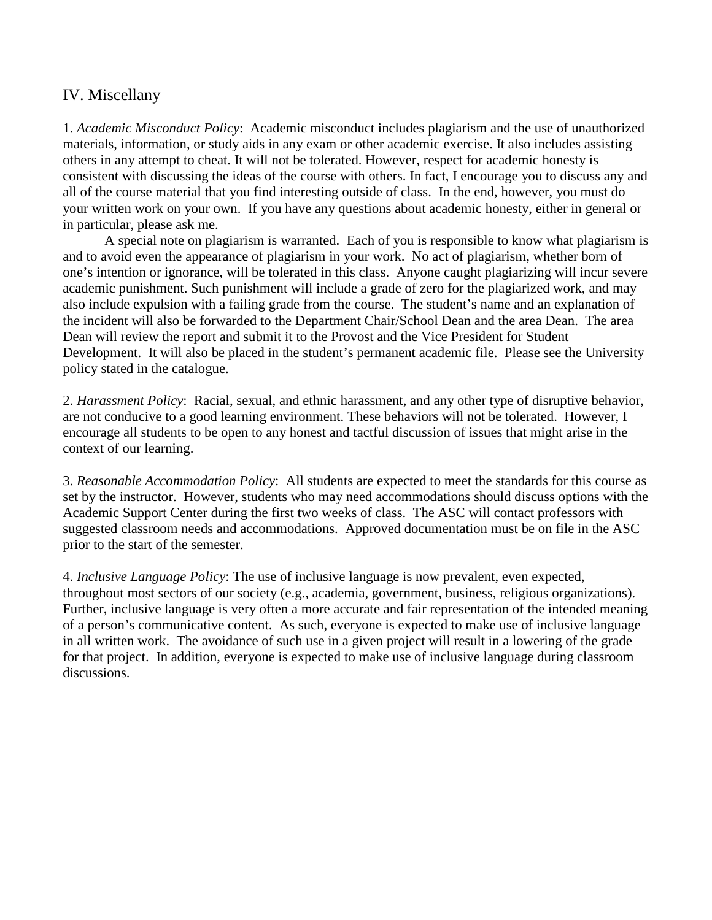## IV. Miscellany

1. *Academic Misconduct Policy*: Academic misconduct includes plagiarism and the use of unauthorized materials, information, or study aids in any exam or other academic exercise. It also includes assisting others in any attempt to cheat. It will not be tolerated. However, respect for academic honesty is consistent with discussing the ideas of the course with others. In fact, I encourage you to discuss any and all of the course material that you find interesting outside of class. In the end, however, you must do your written work on your own. If you have any questions about academic honesty, either in general or in particular, please ask me.

A special note on plagiarism is warranted. Each of you is responsible to know what plagiarism is and to avoid even the appearance of plagiarism in your work. No act of plagiarism, whether born of one's intention or ignorance, will be tolerated in this class. Anyone caught plagiarizing will incur severe academic punishment. Such punishment will include a grade of zero for the plagiarized work, and may also include expulsion with a failing grade from the course. The student's name and an explanation of the incident will also be forwarded to the Department Chair/School Dean and the area Dean. The area Dean will review the report and submit it to the Provost and the Vice President for Student Development. It will also be placed in the student's permanent academic file. Please see the University policy stated in the catalogue.

2. *Harassment Policy*: Racial, sexual, and ethnic harassment, and any other type of disruptive behavior, are not conducive to a good learning environment. These behaviors will not be tolerated. However, I encourage all students to be open to any honest and tactful discussion of issues that might arise in the context of our learning.

3. *Reasonable Accommodation Policy*: All students are expected to meet the standards for this course as set by the instructor. However, students who may need accommodations should discuss options with the Academic Support Center during the first two weeks of class. The ASC will contact professors with suggested classroom needs and accommodations. Approved documentation must be on file in the ASC prior to the start of the semester.

4. *Inclusive Language Policy*: The use of inclusive language is now prevalent, even expected, throughout most sectors of our society (e.g., academia, government, business, religious organizations). Further, inclusive language is very often a more accurate and fair representation of the intended meaning of a person's communicative content. As such, everyone is expected to make use of inclusive language in all written work. The avoidance of such use in a given project will result in a lowering of the grade for that project. In addition, everyone is expected to make use of inclusive language during classroom discussions.